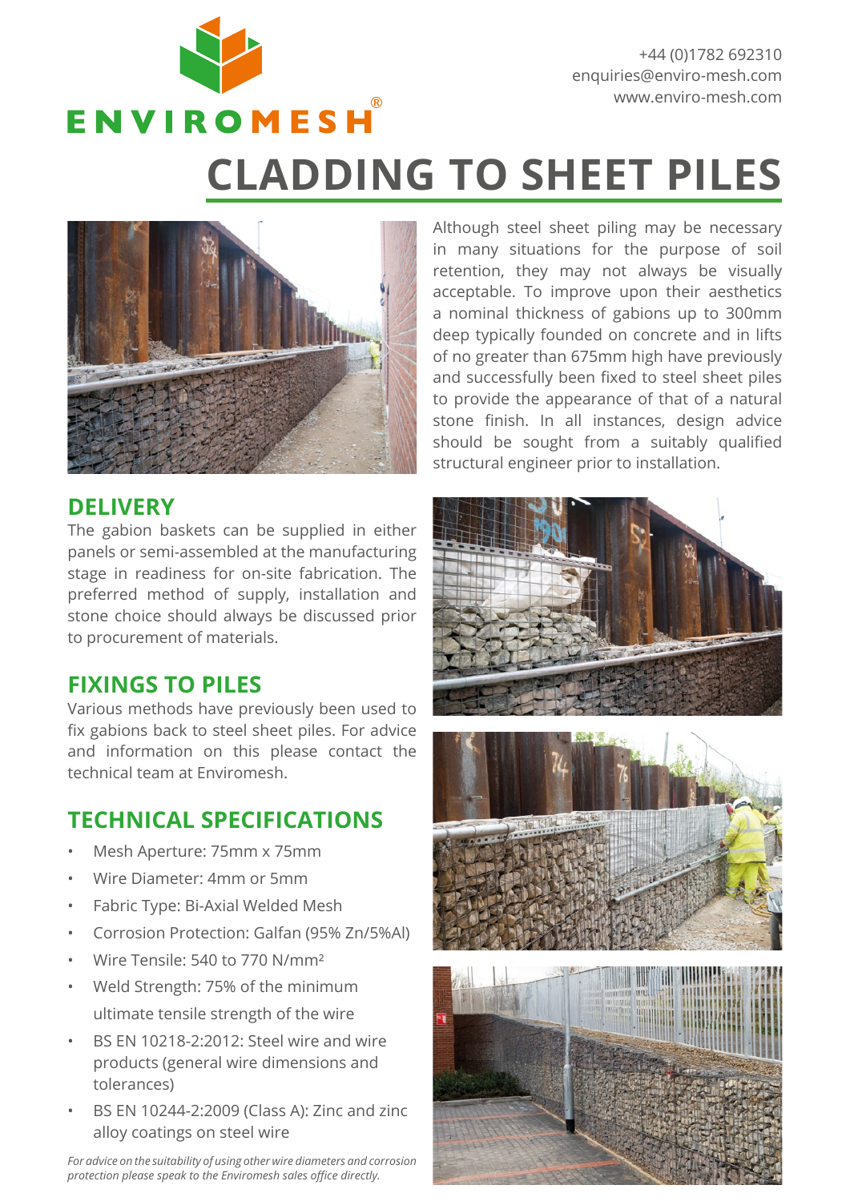ENVIROMESH®

+44 (0)1782 692310
enquiries@enviro-mesh.com
www.enviro-mesh.com

# CLADDING TO SHEET PILES

Although steel sheet piling may be necessary in many situations for the purpose of soil retention, they may not always be visually acceptable. To improve upon their aesthetics a nominal thickness of gabions up to 300mm deep typically founded on concrete and in lifts of no greater than 675mm high have previously and successfully been fixed to steel sheet piles to provide the appearance of that of a natural stone finish. In all instances, design advice should be sought from a suitably qualified structural engineer prior to installation.

## DELIVERY

The gabion baskets can be supplied in either panels or semi-assembled at the manufacturing stage in readiness for on-site fabrication. The preferred method of supply, installation and stone choice should always be discussed prior to procurement of materials.

## FIXINGS TO PILES

Various methods have previously been used to fix gabions back to steel sheet piles. For advice and information on this please contact the technical team at Enviromesh.

## TECHNICAL SPECIFICATIONS

- Mesh Aperture: 75mm x 75mm
- Wire Diameter: 4mm or 5mm
- Fabric Type: Bi-Axial Welded Mesh
- Corrosion Protection: Galfan (95% Zn/5%Al)
- Wire Tensile: 540 to 770 N/mm²
- Weld Strength: 75% of the minimum ultimate tensile strength of the wire
- BS EN 10218-2:2012: Steel wire and wire products (general wire dimensions and tolerances)
- BS EN 10244-2:2009 (Class A): Zinc and zinc alloy coatings on steel wire

*For advice on the suitability of using other wire diameters and corrosion protection please speak to the Enviromesh sales office directly.*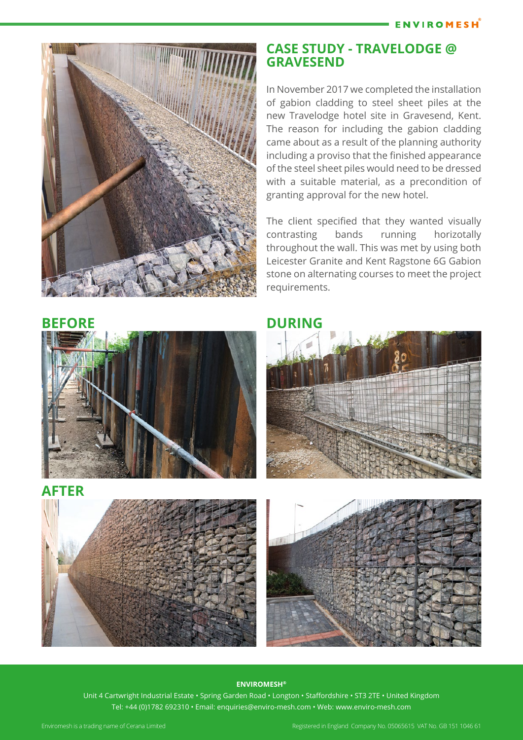## CASE STUDY - TRAVELODGE @ GRAVESEND

In November 2017 we completed the installation of gabion cladding to steel sheet piles at the new Travelodge hotel site in Gravesend, Kent. The reason for including the gabion cladding came about as a result of the planning authority including a proviso that the finished appearance of the steel sheet piles would need to be dressed with a suitable material, as a precondition of granting approval for the new hotel.

The client specified that they wanted visually contrasting bands running horizotally throughout the wall. This was met by using both Leicester Granite and Kent Ragstone 6G Gabion stone on alternating courses to meet the project requirements.

### BEFORE

### DURING

### AFTER

**ENVIROMESH®**

Unit 4 Cartwright Industrial Estate • Spring Garden Road • Longton • Staffordshire • ST3 2TE • United Kingdom
Tel: +44 (0)1782 692310 • Email: enquiries@enviro-mesh.com • Web: www.enviro-mesh.com

Enviromesh is a trading name of Cerana Limited

Registered in England Company No. 05065615 VAT No. GB 151 1046 61